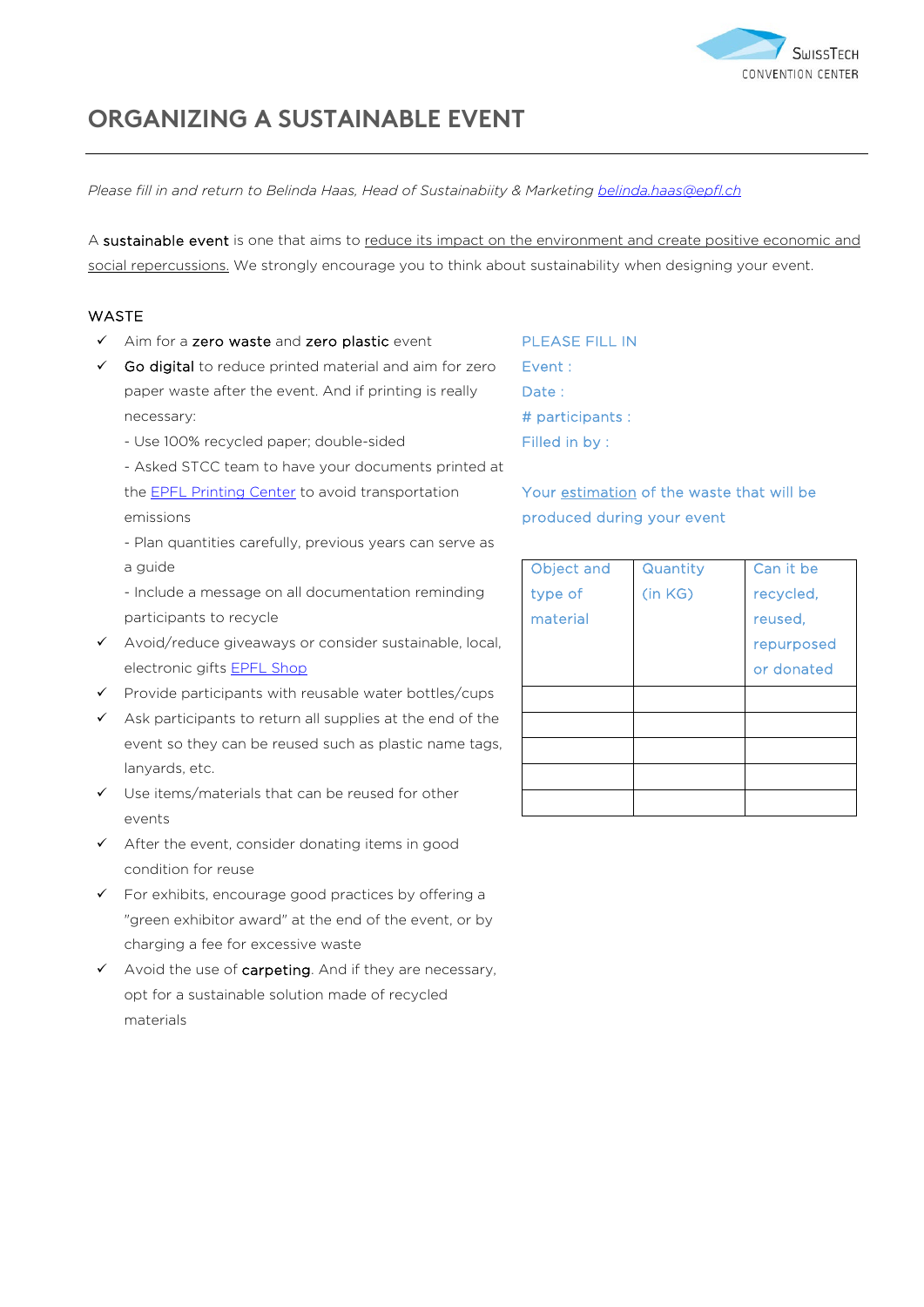# ORGANIZING A SUSTAINABLE EVENT

*Please fill in and return to Belinda Haas, Head of Sustainabiity & Marketing belinda.haas@epfl.ch*

A sustainable event is one that aims to reduce its impact on the environment and create positive economic and social repercussions. We strongly encourage you to think about sustainability when designing your event.

## WASTE

- ✓ Aim for a zero waste and zero plastic event
- ✓ Go digital to reduce printed material and aim for zero paper waste after the event. And if printing is really necessary:
  - Use 100% recycled paper; double-sided
  - Asked STCC team to have your documents printed at the EPFL Printing Center to avoid transportation emissions
  - Plan quantities carefully, previous years can serve as a guide
  - Include a message on all documentation reminding participants to recycle
- ✓ Avoid/reduce giveaways or consider sustainable, local, electronic gifts EPFL Shop
- ✓ Provide participants with reusable water bottles/cups
- ✓ Ask participants to return all supplies at the end of the event so they can be reused such as plastic name tags, lanyards, etc.
- ✓ Use items/materials that can be reused for other events
- ✓ After the event, consider donating items in good condition for reuse
- ✓ For exhibits, encourage good practices by offering a "green exhibitor award" at the end of the event, or by charging a fee for excessive waste
- ✓ Avoid the use of carpeting. And if they are necessary, opt for a sustainable solution made of recycled materials

PLEASE FILL IN

Event :

Date :

\# participants :

Filled in by :

Your estimation of the waste that will be produced during your event

| Object and type of material | Quantity (in KG) | Can it be recycled, reused, repurposed or donated |
|---|---|---|
| | | |
| | | |
| | | |
| | | |
| | | |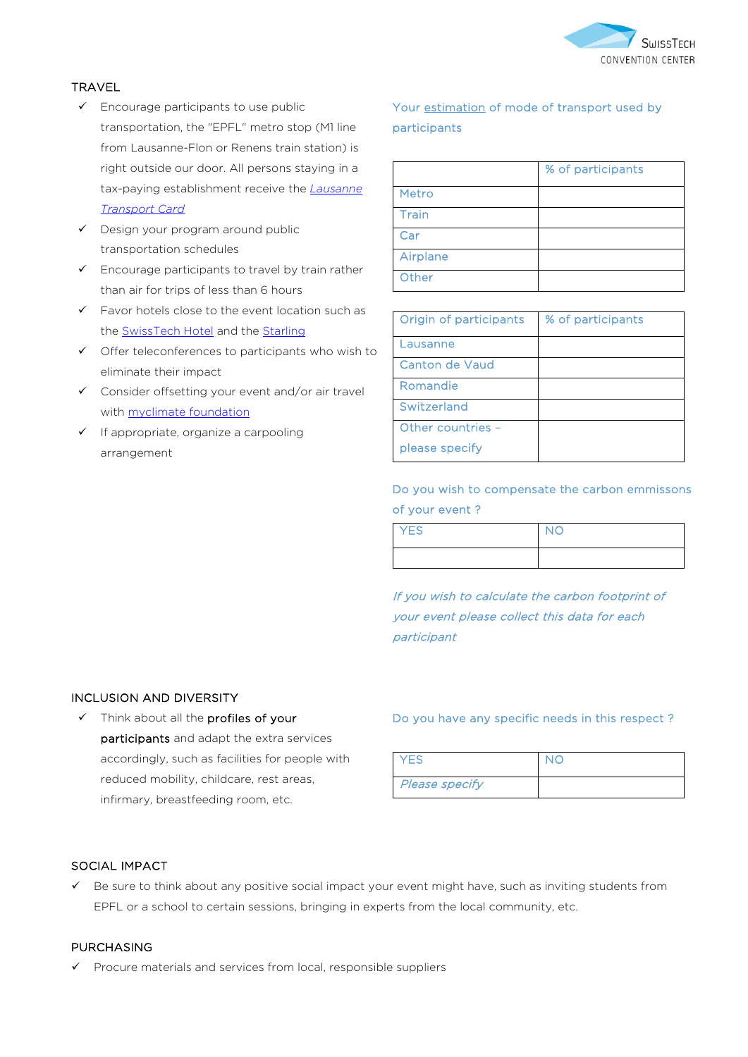## TRAVEL

- ✓ Encourage participants to use public transportation, the "EPFL" metro stop (M1 line from Lausanne-Flon or Renens train station) is right outside our door. All persons staying in a tax-paying establishment receive the *Lausanne Transport Card*
- ✓ Design your program around public transportation schedules
- ✓ Encourage participants to travel by train rather than air for trips of less than 6 hours
- ✓ Favor hotels close to the event location such as the SwissTech Hotel and the Starling
- ✓ Offer teleconferences to participants who wish to eliminate their impact
- ✓ Consider offsetting your event and/or air travel with myclimate foundation
- ✓ If appropriate, organize a carpooling arrangement

Your estimation of mode of transport used by participants

| | % of participants |
|---|---|
| Metro | |
| Train | |
| Car | |
| Airplane | |
| Other | |

| Origin of participants | % of participants |
|---|---|
| Lausanne | |
| Canton de Vaud | |
| Romandie | |
| Switzerland | |
| Other countries – please specify | |

Do you wish to compensate the carbon emmissons of your event ?

| YES | NO |
|---|---|
| | |

*If you wish to calculate the carbon footprint of your event please collect this data for each participant*

## INCLUSION AND DIVERSITY

- ✓ Think about all the **profiles of your participants** and adapt the extra services accordingly, such as facilities for people with reduced mobility, childcare, rest areas, infirmary, breastfeeding room, etc.

Do you have any specific needs in this respect ?

| YES | NO |
|---|---|
| *Please specify* | |

## SOCIAL IMPACT

- ✓ Be sure to think about any positive social impact your event might have, such as inviting students from EPFL or a school to certain sessions, bringing in experts from the local community, etc.

## PURCHASING

- ✓ Procure materials and services from local, responsible suppliers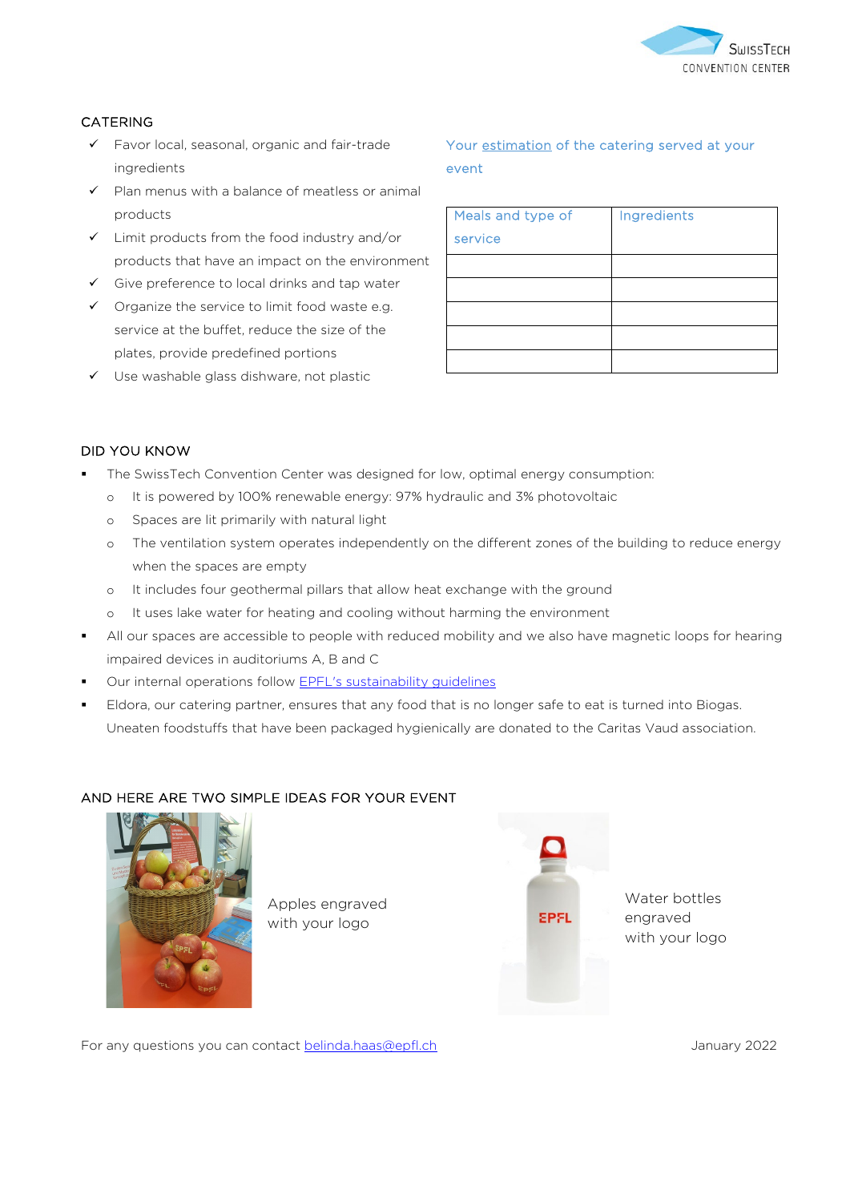## CATERING

- ✓ Favor local, seasonal, organic and fair-trade ingredients
- ✓ Plan menus with a balance of meatless or animal products
- ✓ Limit products from the food industry and/or products that have an impact on the environment
- ✓ Give preference to local drinks and tap water
- ✓ Organize the service to limit food waste e.g. service at the buffet, reduce the size of the plates, provide predefined portions
- ✓ Use washable glass dishware, not plastic

Your [estimation]() of the catering served at your event

| Meals and type of service | Ingredients |
|---|---|
| | |
| | |
| | |
| | |
| | |

## DID YOU KNOW

- The SwissTech Convention Center was designed for low, optimal energy consumption:
  - It is powered by 100% renewable energy: 97% hydraulic and 3% photovoltaic
  - Spaces are lit primarily with natural light
  - The ventilation system operates independently on the different zones of the building to reduce energy when the spaces are empty
  - It includes four geothermal pillars that allow heat exchange with the ground
  - It uses lake water for heating and cooling without harming the environment
- All our spaces are accessible to people with reduced mobility and we also have magnetic loops for hearing impaired devices in auditoriums A, B and C
- Our internal operations follow [EPFL's sustainability guidelines]()
- Eldora, our catering partner, ensures that any food that is no longer safe to eat is turned into Biogas. Uneaten foodstuffs that have been packaged hygienically are donated to the Caritas Vaud association.

## AND HERE ARE TWO SIMPLE IDEAS FOR YOUR EVENT

Apples engraved with your logo

Water bottles engraved with your logo

For any questions you can contact [belinda.haas@epfl.ch](mailto:belinda.haas@epfl.ch)

January 2022